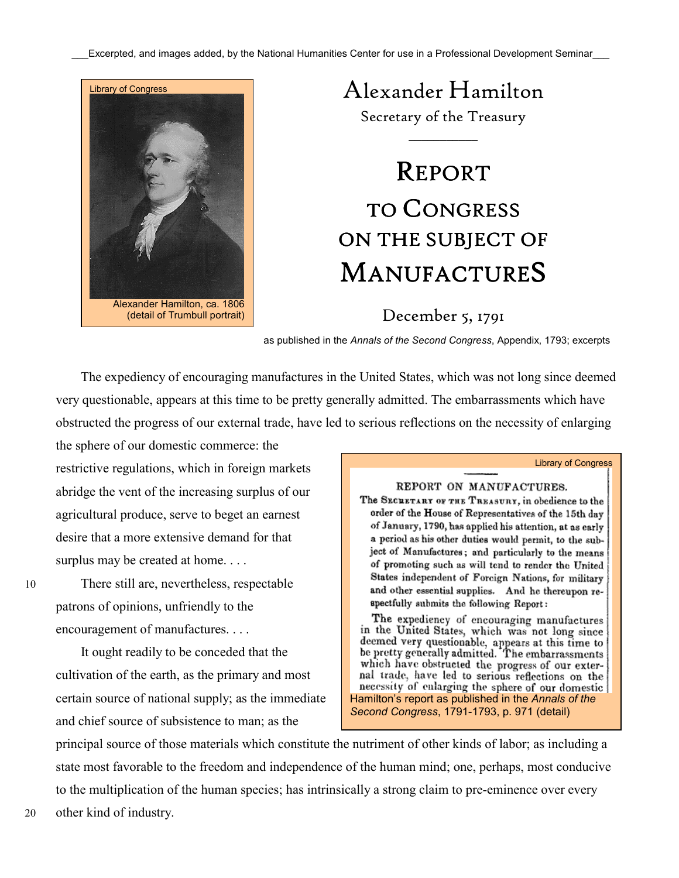___Excerpted, and images added, by the National Humanities Center for use in a Professional Development Seminar___

Library of Congress

Alexander Hamilton, ca. 1806
(detail of Trumbull portrait)

# Alexander Hamilton

Secretary of the Treasury

# REPORT TO CONGRESS ON THE SUBJECT OF MANUFACTURES

December 5, 1791

as published in the *Annals of the Second Congress*, Appendix, 1793; excerpts

The expediency of encouraging manufactures in the United States, which was not long since deemed very questionable, appears at this time to be pretty generally admitted. The embarrassments which have obstructed the progress of our external trade, have led to serious reflections on the necessity of enlarging the sphere of our domestic commerce: the restrictive regulations, which in foreign markets abridge the vent of the increasing surplus of our agricultural produce, serve to beget an earnest desire that a more extensive demand for that surplus may be created at home. . . .

There still are, nevertheless, respectable patrons of opinions, unfriendly to the encouragement of manufactures. . . .

It ought readily to be conceded that the cultivation of the earth, as the primary and most certain source of national supply; as the immediate and chief source of subsistence to man; as the principal source of those materials which constitute the nutriment of other kinds of labor; as including a state most favorable to the freedom and independence of the human mind; one, perhaps, most conducive to the multiplication of the human species; has intrinsically a strong claim to pre-eminence over every other kind of industry.

Library of Congress

REPORT ON MANUFACTURES.

The SECRETARY OF THE TREASURY, in obedience to the order of the House of Representatives of the 15th day of January, 1790, has applied his attention, at as early a period as his other duties would permit, to the subject of Manufactures; and particularly to the means of promoting such as will tend to render the United States independent of Foreign Nations, for military and other essential supplies. And he thereupon respectfully submits the following Report:

The expediency of encouraging manufactures in the United States, which was not long since deemed very questionable, appears at this time to be pretty generally admitted. The embarrassments which have obstructed the progress of our external trade, have led to serious reflections on the necessity of enlarging the sphere of our domestic

Hamilton's report as published in the *Annals of the Second Congress*, 1791-1793, p. 971 (detail)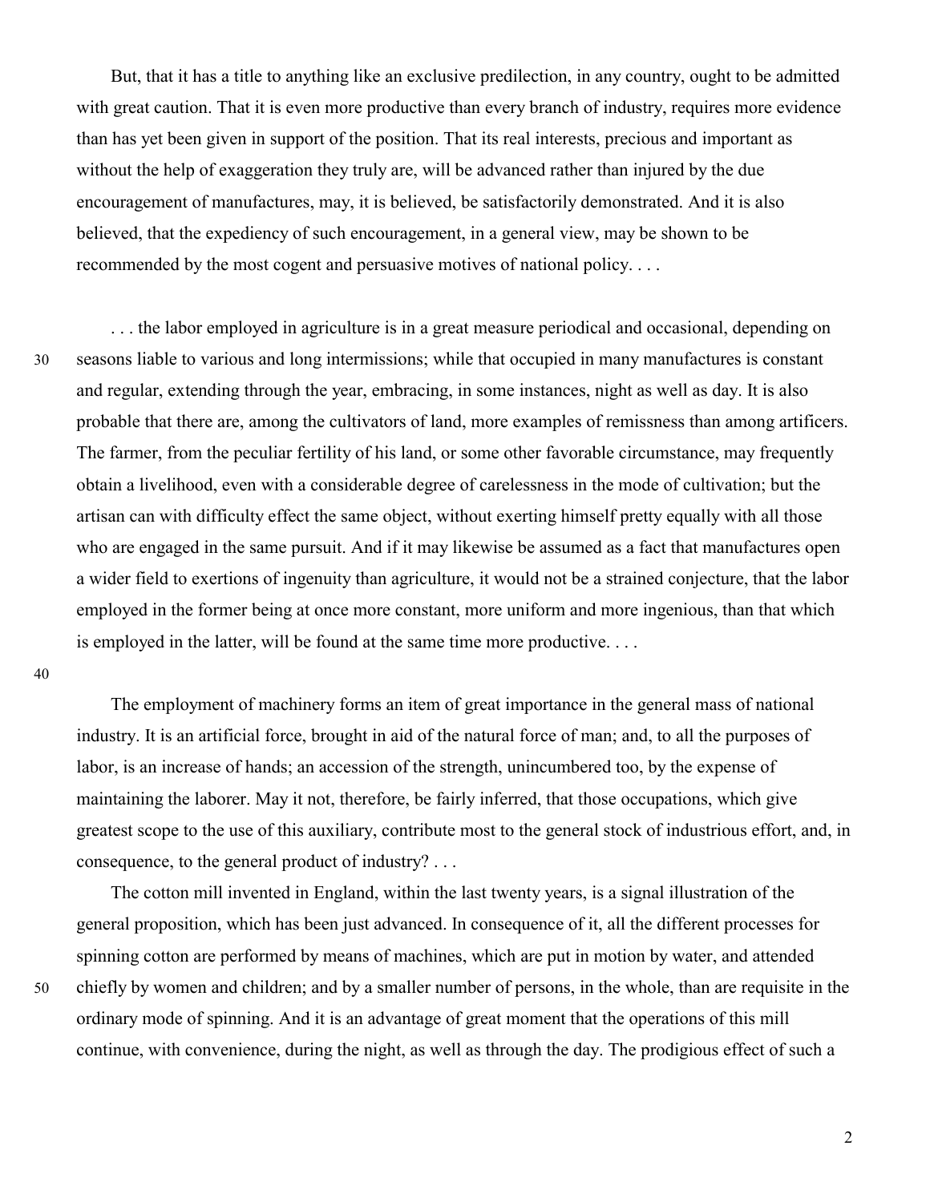But, that it has a title to anything like an exclusive predilection, in any country, ought to be admitted with great caution. That it is even more productive than every branch of industry, requires more evidence than has yet been given in support of the position. That its real interests, precious and important as without the help of exaggeration they truly are, will be advanced rather than injured by the due encouragement of manufactures, may, it is believed, be satisfactorily demonstrated. And it is also believed, that the expediency of such encouragement, in a general view, may be shown to be recommended by the most cogent and persuasive motives of national policy. . . .

. . . the labor employed in agriculture is in a great measure periodical and occasional, depending on seasons liable to various and long intermissions; while that occupied in many manufactures is constant and regular, extending through the year, embracing, in some instances, night as well as day. It is also probable that there are, among the cultivators of land, more examples of remissness than among artificers. The farmer, from the peculiar fertility of his land, or some other favorable circumstance, may frequently obtain a livelihood, even with a considerable degree of carelessness in the mode of cultivation; but the artisan can with difficulty effect the same object, without exerting himself pretty equally with all those who are engaged in the same pursuit. And if it may likewise be assumed as a fact that manufactures open a wider field to exertions of ingenuity than agriculture, it would not be a strained conjecture, that the labor employed in the former being at once more constant, more uniform and more ingenious, than that which is employed in the latter, will be found at the same time more productive. . . .

The employment of machinery forms an item of great importance in the general mass of national industry. It is an artificial force, brought in aid of the natural force of man; and, to all the purposes of labor, is an increase of hands; an accession of the strength, unincumbered too, by the expense of maintaining the laborer. May it not, therefore, be fairly inferred, that those occupations, which give greatest scope to the use of this auxiliary, contribute most to the general stock of industrious effort, and, in consequence, to the general product of industry? . . .

The cotton mill invented in England, within the last twenty years, is a signal illustration of the general proposition, which has been just advanced. In consequence of it, all the different processes for spinning cotton are performed by means of machines, which are put in motion by water, and attended chiefly by women and children; and by a smaller number of persons, in the whole, than are requisite in the ordinary mode of spinning. And it is an advantage of great moment that the operations of this mill continue, with convenience, during the night, as well as through the day. The prodigious effect of such a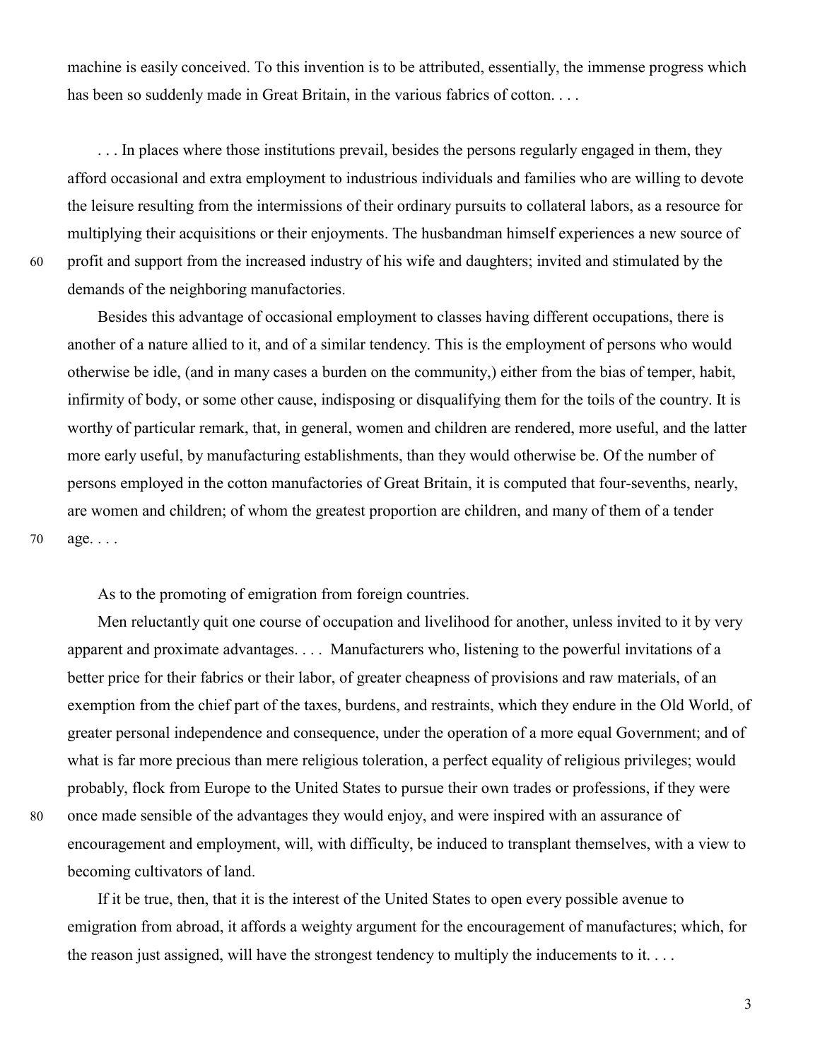machine is easily conceived. To this invention is to be attributed, essentially, the immense progress which has been so suddenly made in Great Britain, in the various fabrics of cotton. . . .

. . . In places where those institutions prevail, besides the persons regularly engaged in them, they afford occasional and extra employment to industrious individuals and families who are willing to devote the leisure resulting from the intermissions of their ordinary pursuits to collateral labors, as a resource for multiplying their acquisitions or their enjoyments. The husbandman himself experiences a new source of profit and support from the increased industry of his wife and daughters; invited and stimulated by the demands of the neighboring manufactories.

Besides this advantage of occasional employment to classes having different occupations, there is another of a nature allied to it, and of a similar tendency. This is the employment of persons who would otherwise be idle, (and in many cases a burden on the community,) either from the bias of temper, habit, infirmity of body, or some other cause, indisposing or disqualifying them for the toils of the country. It is worthy of particular remark, that, in general, women and children are rendered, more useful, and the latter more early useful, by manufacturing establishments, than they would otherwise be. Of the number of persons employed in the cotton manufactories of Great Britain, it is computed that four-sevenths, nearly, are women and children; of whom the greatest proportion are children, and many of them of a tender age. . . .

As to the promoting of emigration from foreign countries.

Men reluctantly quit one course of occupation and livelihood for another, unless invited to it by very apparent and proximate advantages. . . . Manufacturers who, listening to the powerful invitations of a better price for their fabrics or their labor, of greater cheapness of provisions and raw materials, of an exemption from the chief part of the taxes, burdens, and restraints, which they endure in the Old World, of greater personal independence and consequence, under the operation of a more equal Government; and of what is far more precious than mere religious toleration, a perfect equality of religious privileges; would probably, flock from Europe to the United States to pursue their own trades or professions, if they were once made sensible of the advantages they would enjoy, and were inspired with an assurance of encouragement and employment, will, with difficulty, be induced to transplant themselves, with a view to becoming cultivators of land.

If it be true, then, that it is the interest of the United States to open every possible avenue to emigration from abroad, it affords a weighty argument for the encouragement of manufactures; which, for the reason just assigned, will have the strongest tendency to multiply the inducements to it. . . .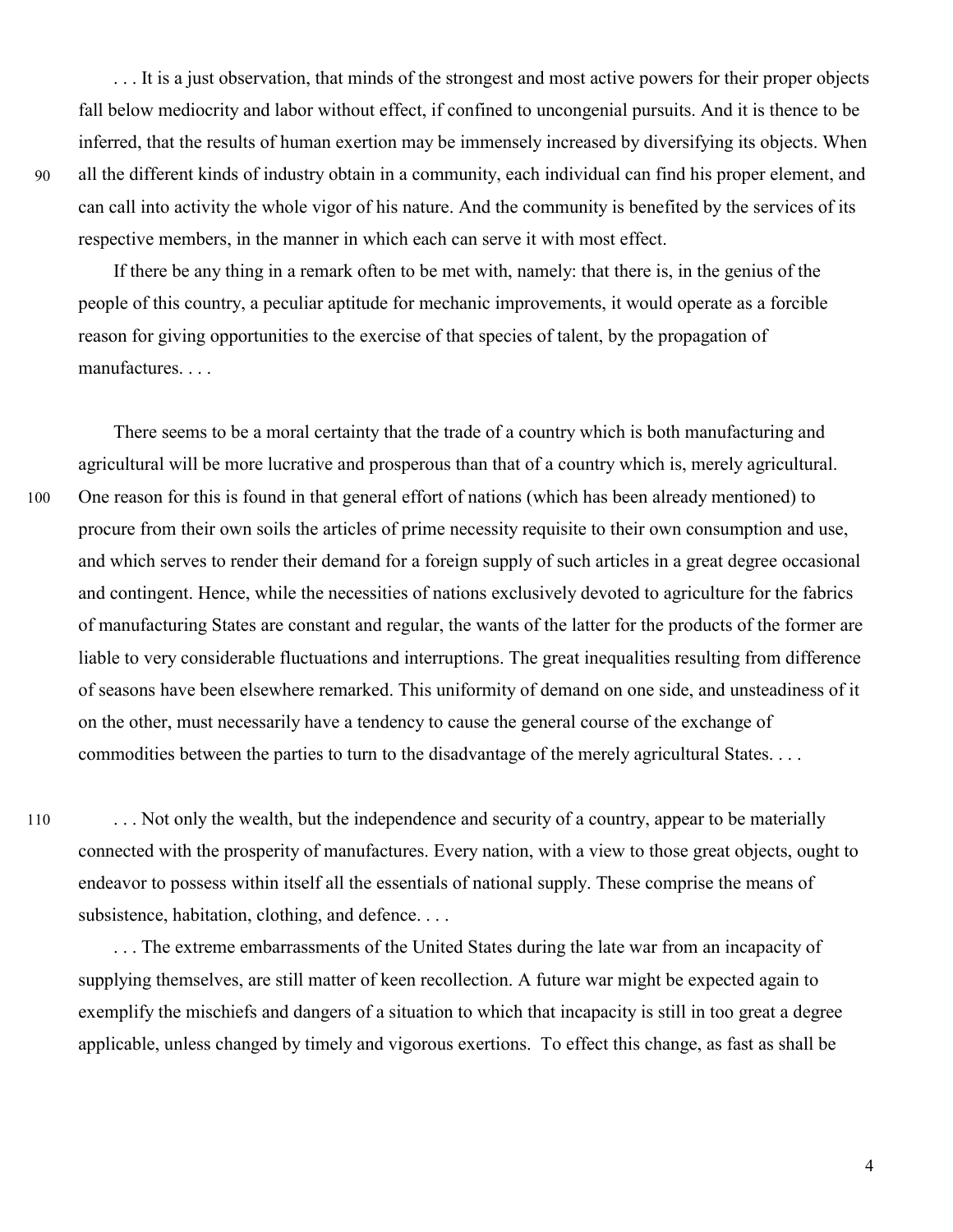. . . It is a just observation, that minds of the strongest and most active powers for their proper objects fall below mediocrity and labor without effect, if confined to uncongenial pursuits. And it is thence to be inferred, that the results of human exertion may be immensely increased by diversifying its objects. When all the different kinds of industry obtain in a community, each individual can find his proper element, and can call into activity the whole vigor of his nature. And the community is benefited by the services of its respective members, in the manner in which each can serve it with most effect.

If there be any thing in a remark often to be met with, namely: that there is, in the genius of the people of this country, a peculiar aptitude for mechanic improvements, it would operate as a forcible reason for giving opportunities to the exercise of that species of talent, by the propagation of manufactures. . . .

There seems to be a moral certainty that the trade of a country which is both manufacturing and agricultural will be more lucrative and prosperous than that of a country which is, merely agricultural. One reason for this is found in that general effort of nations (which has been already mentioned) to procure from their own soils the articles of prime necessity requisite to their own consumption and use, and which serves to render their demand for a foreign supply of such articles in a great degree occasional and contingent. Hence, while the necessities of nations exclusively devoted to agriculture for the fabrics of manufacturing States are constant and regular, the wants of the latter for the products of the former are liable to very considerable fluctuations and interruptions. The great inequalities resulting from difference of seasons have been elsewhere remarked. This uniformity of demand on one side, and unsteadiness of it on the other, must necessarily have a tendency to cause the general course of the exchange of commodities between the parties to turn to the disadvantage of the merely agricultural States. . . .

. . . Not only the wealth, but the independence and security of a country, appear to be materially connected with the prosperity of manufactures. Every nation, with a view to those great objects, ought to endeavor to possess within itself all the essentials of national supply. These comprise the means of subsistence, habitation, clothing, and defence. . . .

. . . The extreme embarrassments of the United States during the late war from an incapacity of supplying themselves, are still matter of keen recollection. A future war might be expected again to exemplify the mischiefs and dangers of a situation to which that incapacity is still in too great a degree applicable, unless changed by timely and vigorous exertions. To effect this change, as fast as shall be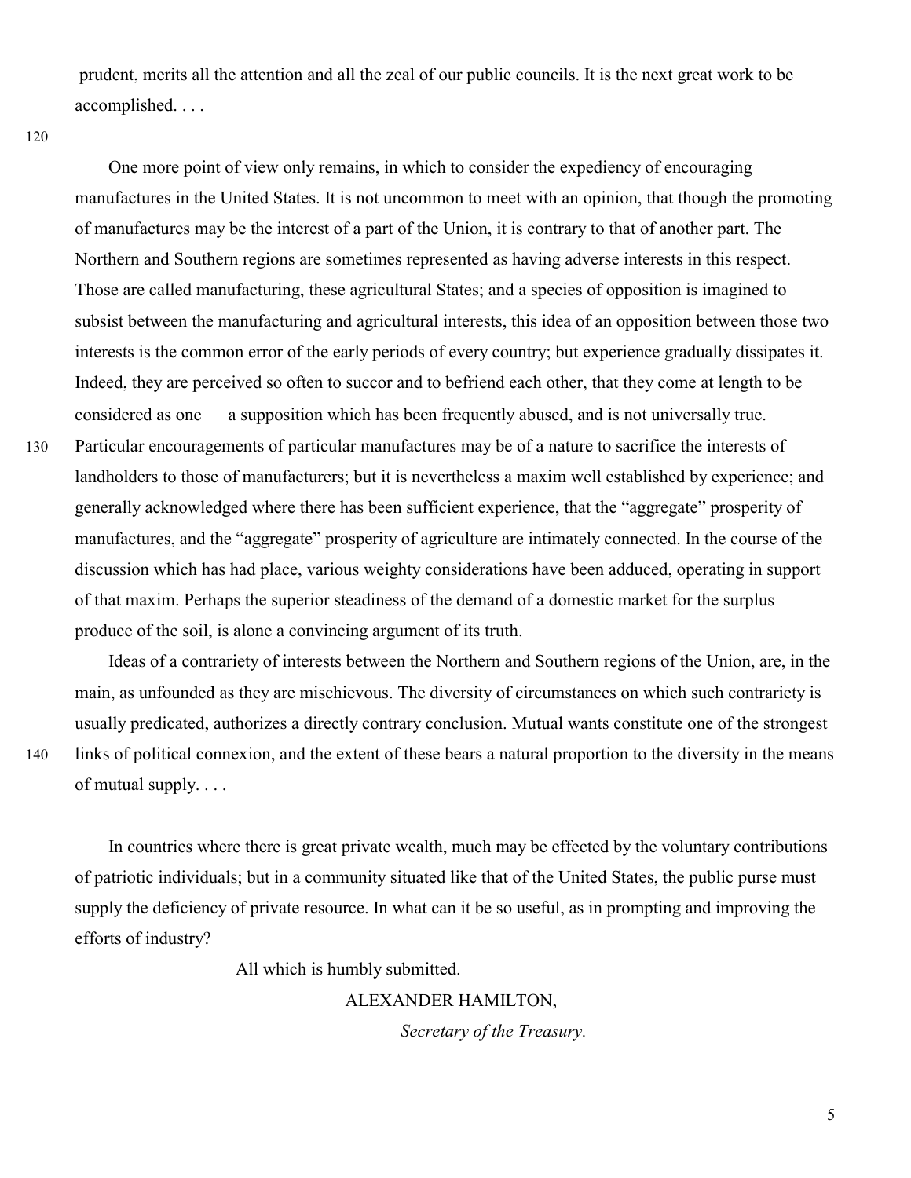prudent, merits all the attention and all the zeal of our public councils. It is the next great work to be accomplished. . . .

One more point of view only remains, in which to consider the expediency of encouraging manufactures in the United States. It is not uncommon to meet with an opinion, that though the promoting of manufactures may be the interest of a part of the Union, it is contrary to that of another part. The Northern and Southern regions are sometimes represented as having adverse interests in this respect. Those are called manufacturing, these agricultural States; and a species of opposition is imagined to subsist between the manufacturing and agricultural interests, this idea of an opposition between those two interests is the common error of the early periods of every country; but experience gradually dissipates it. Indeed, they are perceived so often to succor and to befriend each other, that they come at length to be considered as one     a supposition which has been frequently abused, and is not universally true. Particular encouragements of particular manufactures may be of a nature to sacrifice the interests of landholders to those of manufacturers; but it is nevertheless a maxim well established by experience; and generally acknowledged where there has been sufficient experience, that the "aggregate" prosperity of manufactures, and the "aggregate" prosperity of agriculture are intimately connected. In the course of the discussion which has had place, various weighty considerations have been adduced, operating in support of that maxim. Perhaps the superior steadiness of the demand of a domestic market for the surplus produce of the soil, is alone a convincing argument of its truth.

Ideas of a contrariety of interests between the Northern and Southern regions of the Union, are, in the main, as unfounded as they are mischievous. The diversity of circumstances on which such contrariety is usually predicated, authorizes a directly contrary conclusion. Mutual wants constitute one of the strongest links of political connexion, and the extent of these bears a natural proportion to the diversity in the means of mutual supply. . . .

In countries where there is great private wealth, much may be effected by the voluntary contributions of patriotic individuals; but in a community situated like that of the United States, the public purse must supply the deficiency of private resource. In what can it be so useful, as in prompting and improving the efforts of industry?

All which is humbly submitted.

ALEXANDER HAMILTON,

*Secretary of the Treasury.*